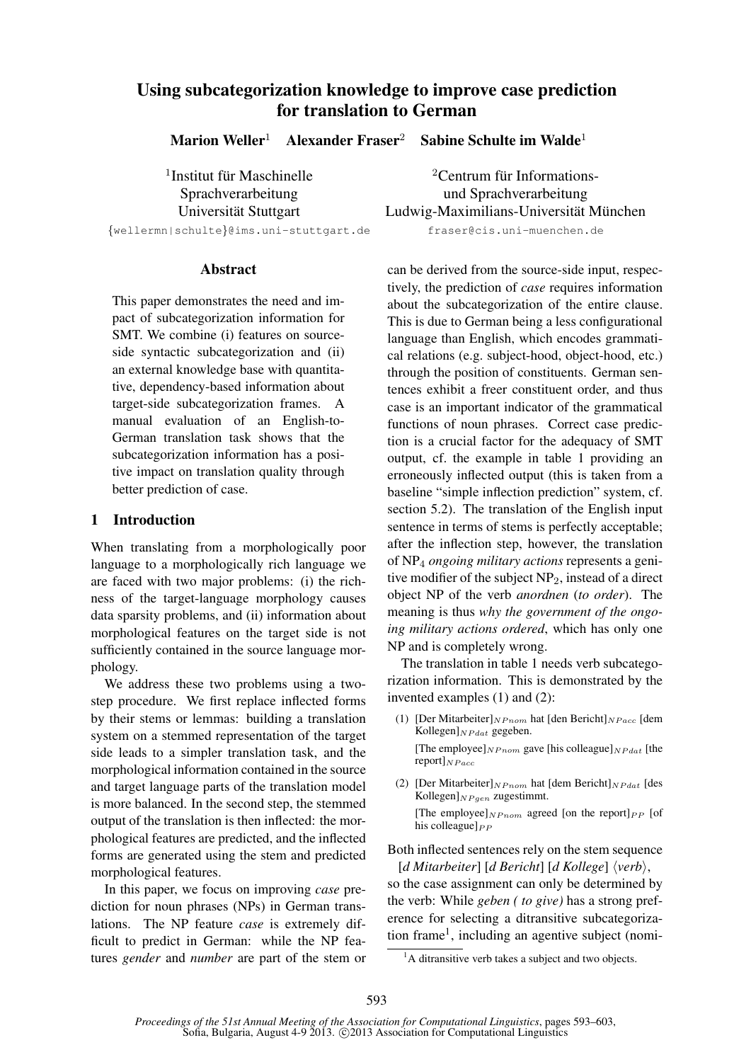# Using subcategorization knowledge to improve case prediction for translation to German

**Marion Weller**[1] **Alexander Fraser**[2] **Sabine Schulte im Walde**[1]

[1]Institut für Maschinelle Sprachverarbeitung Universität Stuttgart
{wellermn|schulte}@ims.uni-stuttgart.de

[2]Centrum für Informations- und Sprachverarbeitung Ludwig-Maximilians-Universität München
fraser@cis.uni-muenchen.de

## Abstract

This paper demonstrates the need and impact of subcategorization information for SMT. We combine (i) features on source-side syntactic subcategorization and (ii) an external knowledge base with quantitative, dependency-based information about target-side subcategorization frames. A manual evaluation of an English-to-German translation task shows that the subcategorization information has a positive impact on translation quality through better prediction of case.

## 1 Introduction

When translating from a morphologically poor language to a morphologically rich language we are faced with two major problems: (i) the richness of the target-language morphology causes data sparsity problems, and (ii) information about morphological features on the target side is not sufficiently contained in the source language morphology.

We address these two problems using a two-step procedure. We first replace inflected forms by their stems or lemmas: building a translation system on a stemmed representation of the target side leads to a simpler translation task, and the morphological information contained in the source and target language parts of the translation model is more balanced. In the second step, the stemmed output of the translation is then inflected: the morphological features are predicted, and the inflected forms are generated using the stem and predicted morphological features.

In this paper, we focus on improving *case* prediction for noun phrases (NPs) in German translations. The NP feature *case* is extremely difficult to predict in German: while the NP features *gender* and *number* are part of the stem or can be derived from the source-side input, respectively, the prediction of *case* requires information about the subcategorization of the entire clause. This is due to German being a less configurational language than English, which encodes grammatical relations (e.g. subject-hood, object-hood, etc.) through the position of constituents. German sentences exhibit a freer constituent order, and thus case is an important indicator of the grammatical functions of noun phrases. Correct case prediction is a crucial factor for the adequacy of SMT output, cf. the example in table 1 providing an erroneously inflected output (this is taken from a baseline "simple inflection prediction" system, cf. section 5.2). The translation of the English input sentence in terms of stems is perfectly acceptable; after the inflection step, however, the translation of $NP_4$ *ongoing military actions* represents a genitive modifier of the subject $NP_2$, instead of a direct object NP of the verb *anordnen* (*to order*). The meaning is thus *why the government of the ongoing military actions ordered*, which has only one NP and is completely wrong.

The translation in table 1 needs verb subcategorization information. This is demonstrated by the invented examples (1) and (2):

(1) [Der Mitarbeiter]$_{NPnom}$ hat [den Bericht]$_{NPacc}$ [dem Kollegen]$_{NPdat}$ gegeben.
[The employee]$_{NPnom}$ gave [his colleague]$_{NPdat}$ [the report]$_{NPacc}$

(2) [Der Mitarbeiter]$_{NPnom}$ hat [dem Bericht]$_{NPdat}$ [des Kollegen]$_{NPgen}$ zugestimmt.
[The employee]$_{NPnom}$ agreed [on the report]$_{PP}$ [of his colleague]$_{PP}$

Both inflected sentences rely on the stem sequence

[*d Mitarbeiter*] [*d Bericht*] [*d Kollege*] ⟨*verb*⟩,

so the case assignment can only be determined by the verb: While *geben ( to give)* has a strong preference for selecting a ditransitive subcategorization frame[1], including an agentive subject (nomi-

[1]A ditransitive verb takes a subject and two objects.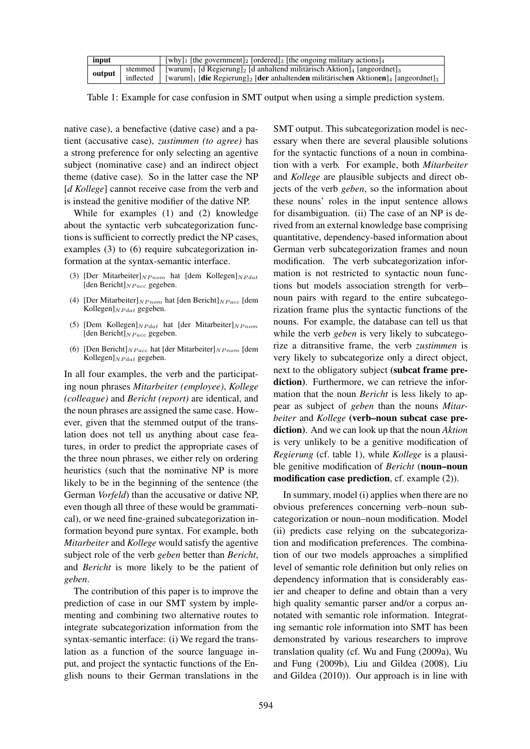| input | | $[\text{why}]_1$ [the government]$_2$ [ordered]$_3$ [the ongoing military actions]$_4$ |
|---|---|---|
| output | stemmed | [warum]$_1$ [d Regierung]$_2$ [d anhaltend militärisch Aktion]$_4$ [angeordnet]$_3$ |
| | inflected | [warum]$_1$ [**die** Regierung]$_2$ [**der** anhaltend**en** militärisch**en** Aktion**en**]$_4$ [angeordnet]$_3$ |

Table 1: Example for case confusion in SMT output when using a simple prediction system.

native case), a benefactive (dative case) and a patient (accusative case), *zustimmen (to agree)* has a strong preference for only selecting an agentive subject (nominative case) and an indirect object theme (dative case). So in the latter case the NP [*d Kollege*] cannot receive case from the verb and is instead the genitive modifier of the dative NP.

While for examples (1) and (2) knowledge about the syntactic verb subcategorization functions is sufficient to correctly predict the NP cases, examples (3) to (6) require subcategorization information at the syntax-semantic interface.

(3) [Der Mitarbeiter]$_{NPnom}$ hat [dem Kollegen]$_{NPdat}$ [den Bericht]$_{NPacc}$ gegeben.

(4) [Der Mitarbeiter]$_{NPnom}$ hat [den Bericht]$_{NPacc}$ [dem Kollegen]$_{NPdat}$ gegeben.

(5) [Dem Kollegen]$_{NPdat}$ hat [der Mitarbeiter]$_{NPnom}$ [den Bericht]$_{NPacc}$ gegeben.

(6) [Den Bericht]$_{NPacc}$ hat [der Mitarbeiter]$_{NPnom}$ [dem Kollegen]$_{NPdat}$ gegeben.

In all four examples, the verb and the participating noun phrases *Mitarbeiter (employee)*, *Kollege (colleague)* and *Bericht (report)* are identical, and the noun phrases are assigned the same case. However, given that the stemmed output of the translation does not tell us anything about case features, in order to predict the appropriate cases of the three noun phrases, we either rely on ordering heuristics (such that the nominative NP is more likely to be in the beginning of the sentence (the German *Vorfeld*) than the accusative or dative NP, even though all three of these would be grammatical), or we need fine-grained subcategorization information beyond pure syntax. For example, both *Mitarbeiter* and *Kollege* would satisfy the agentive subject role of the verb *geben* better than *Bericht*, and *Bericht* is more likely to be the patient of *geben*.

The contribution of this paper is to improve the prediction of case in our SMT system by implementing and combining two alternative routes to integrate subcategorization information from the syntax-semantic interface: (i) We regard the translation as a function of the source language input, and project the syntactic functions of the English nouns to their German translations in the SMT output. This subcategorization model is necessary when there are several plausible solutions for the syntactic functions of a noun in combination with a verb. For example, both *Mitarbeiter* and *Kollege* are plausible subjects and direct objects of the verb *geben*, so the information about these nouns' roles in the input sentence allows for disambiguation. (ii) The case of an NP is derived from an external knowledge base comprising quantitative, dependency-based information about German verb subcategorization frames and noun modification. The verb subcategorization information is not restricted to syntactic noun functions but models association strength for verb–noun pairs with regard to the entire subcategorization frame plus the syntactic functions of the nouns. For example, the database can tell us that while the verb *geben* is very likely to subcategorize a ditransitive frame, the verb *zustimmen* is very likely to subcategorize only a direct object, next to the obligatory subject (**subcat frame prediction**). Furthermore, we can retrieve the information that the noun *Bericht* is less likely to appear as subject of *geben* than the nouns *Mitarbeiter* and *Kollege* (**verb–noun subcat case prediction**). And we can look up that the noun *Aktion* is very unlikely to be a genitive modification of *Regierung* (cf. table 1), while *Kollege* is a plausible genitive modification of *Bericht* (**noun–noun modification case prediction**, cf. example (2)).

In summary, model (i) applies when there are no obvious preferences concerning verb–noun subcategorization or noun–noun modification. Model (ii) predicts case relying on the subcategorization and modification preferences. The combination of our two models approaches a simplified level of semantic role definition but only relies on dependency information that is considerably easier and cheaper to define and obtain than a very high quality semantic parser and/or a corpus annotated with semantic role information. Integrating semantic role information into SMT has been demonstrated by various researchers to improve translation quality (cf. Wu and Fung (2009a), Wu and Fung (2009b), Liu and Gildea (2008), Liu and Gildea (2010)). Our approach is in line with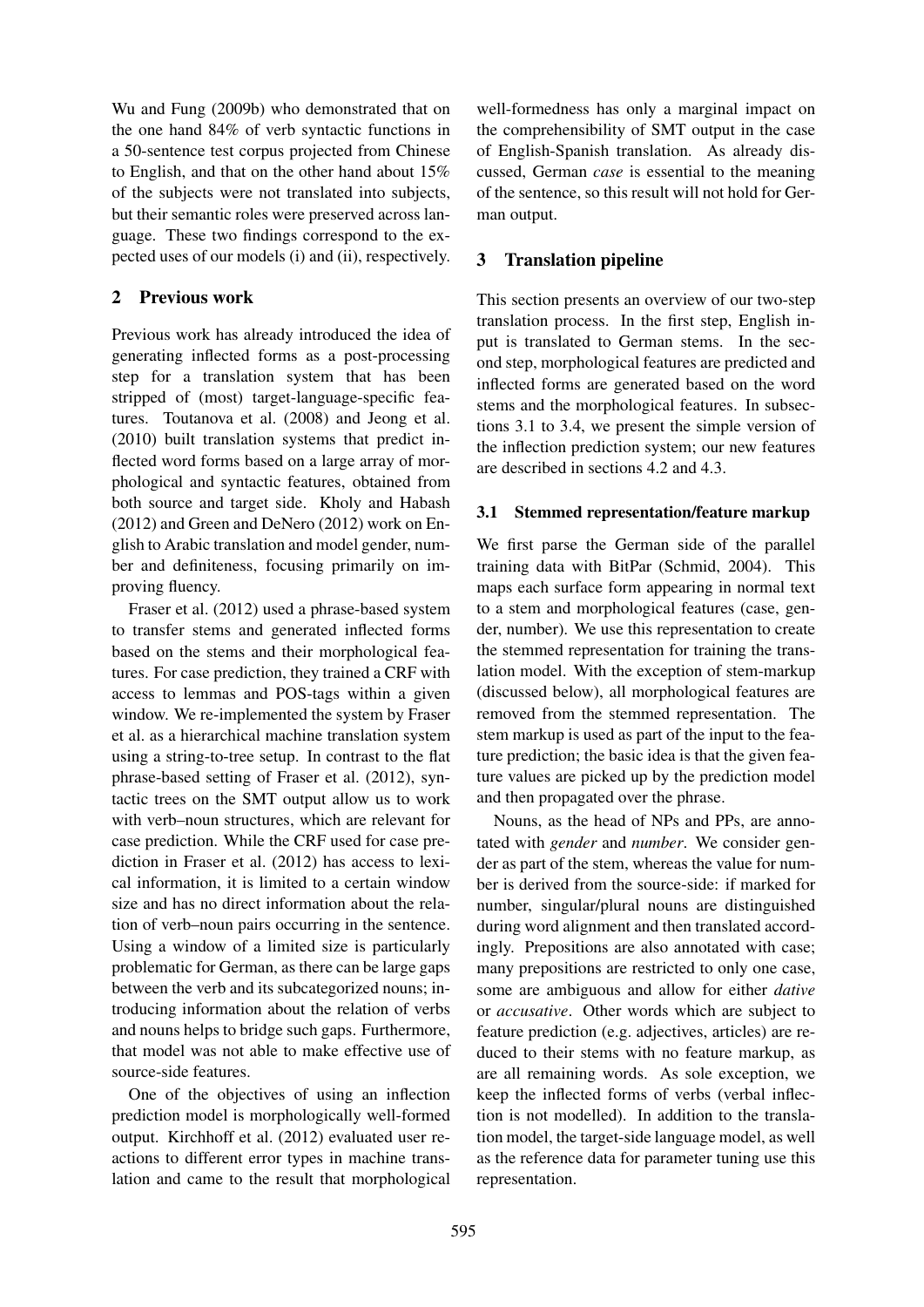Wu and Fung (2009b) who demonstrated that on the one hand 84% of verb syntactic functions in a 50-sentence test corpus projected from Chinese to English, and that on the other hand about 15% of the subjects were not translated into subjects, but their semantic roles were preserved across language. These two findings correspond to the expected uses of our models (i) and (ii), respectively.

## 2 Previous work

Previous work has already introduced the idea of generating inflected forms as a post-processing step for a translation system that has been stripped of (most) target-language-specific features. Toutanova et al. (2008) and Jeong et al. (2010) built translation systems that predict inflected word forms based on a large array of morphological and syntactic features, obtained from both source and target side. Kholy and Habash (2012) and Green and DeNero (2012) work on English to Arabic translation and model gender, number and definiteness, focusing primarily on improving fluency.

Fraser et al. (2012) used a phrase-based system to transfer stems and generated inflected forms based on the stems and their morphological features. For case prediction, they trained a CRF with access to lemmas and POS-tags within a given window. We re-implemented the system by Fraser et al. as a hierarchical machine translation system using a string-to-tree setup. In contrast to the flat phrase-based setting of Fraser et al. (2012), syntactic trees on the SMT output allow us to work with verb–noun structures, which are relevant for case prediction. While the CRF used for case prediction in Fraser et al. (2012) has access to lexical information, it is limited to a certain window size and has no direct information about the relation of verb–noun pairs occurring in the sentence. Using a window of a limited size is particularly problematic for German, as there can be large gaps between the verb and its subcategorized nouns; introducing information about the relation of verbs and nouns helps to bridge such gaps. Furthermore, that model was not able to make effective use of source-side features.

One of the objectives of using an inflection prediction model is morphologically well-formed output. Kirchhoff et al. (2012) evaluated user reactions to different error types in machine translation and came to the result that morphological well-formedness has only a marginal impact on the comprehensibility of SMT output in the case of English-Spanish translation. As already discussed, German *case* is essential to the meaning of the sentence, so this result will not hold for German output.

## 3 Translation pipeline

This section presents an overview of our two-step translation process. In the first step, English input is translated to German stems. In the second step, morphological features are predicted and inflected forms are generated based on the word stems and the morphological features. In subsections 3.1 to 3.4, we present the simple version of the inflection prediction system; our new features are described in sections 4.2 and 4.3.

### 3.1 Stemmed representation/feature markup

We first parse the German side of the parallel training data with BitPar (Schmid, 2004). This maps each surface form appearing in normal text to a stem and morphological features (case, gender, number). We use this representation to create the stemmed representation for training the translation model. With the exception of stem-markup (discussed below), all morphological features are removed from the stemmed representation. The stem markup is used as part of the input to the feature prediction; the basic idea is that the given feature values are picked up by the prediction model and then propagated over the phrase.

Nouns, as the head of NPs and PPs, are annotated with *gender* and *number*. We consider gender as part of the stem, whereas the value for number is derived from the source-side: if marked for number, singular/plural nouns are distinguished during word alignment and then translated accordingly. Prepositions are also annotated with case; many prepositions are restricted to only one case, some are ambiguous and allow for either *dative* or *accusative*. Other words which are subject to feature prediction (e.g. adjectives, articles) are reduced to their stems with no feature markup, as are all remaining words. As sole exception, we keep the inflected forms of verbs (verbal inflection is not modelled). In addition to the translation model, the target-side language model, as well as the reference data for parameter tuning use this representation.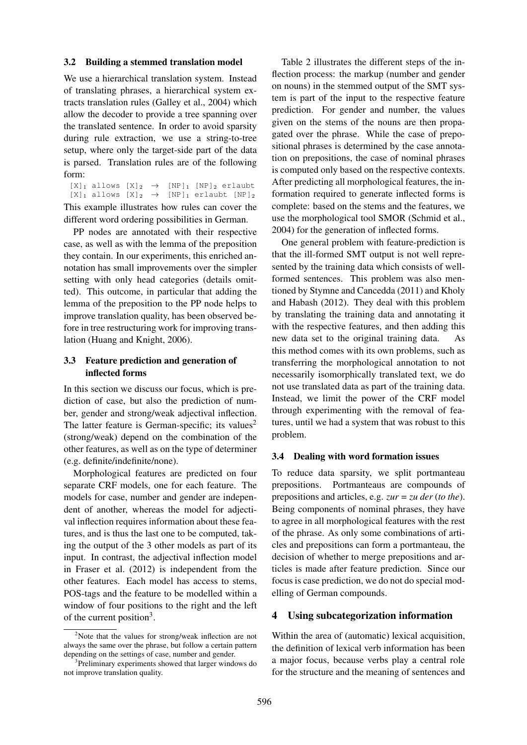### 3.2 Building a stemmed translation model

We use a hierarchical translation system. Instead of translating phrases, a hierarchical system extracts translation rules (Galley et al., 2004) which allow the decoder to provide a tree spanning over the translated sentence. In order to avoid sparsity during rule extraction, we use a string-to-tree setup, where only the target-side part of the data is parsed. Translation rules are of the following form:

```
[X]1 allows [X]2  →  [NP]1 [NP]2 erlaubt
[X]1 allows [X]2  →  [NP]1 erlaubt [NP]2
```

This example illustrates how rules can cover the different word ordering possibilities in German.

PP nodes are annotated with their respective case, as well as with the lemma of the preposition they contain. In our experiments, this enriched annotation has small improvements over the simpler setting with only head categories (details omitted). This outcome, in particular that adding the lemma of the preposition to the PP node helps to improve translation quality, has been observed before in tree restructuring work for improving translation (Huang and Knight, 2006).

### 3.3 Feature prediction and generation of inflected forms

In this section we discuss our focus, which is prediction of case, but also the prediction of number, gender and strong/weak adjectival inflection. The latter feature is German-specific; its values[2] (strong/weak) depend on the combination of the other features, as well as on the type of determiner (e.g. definite/indefinite/none).

Morphological features are predicted on four separate CRF models, one for each feature. The models for case, number and gender are independent of another, whereas the model for adjectival inflection requires information about these features, and is thus the last one to be computed, taking the output of the 3 other models as part of its input. In contrast, the adjectival inflection model in Fraser et al. (2012) is independent from the other features. Each model has access to stems, POS-tags and the feature to be modelled within a window of four positions to the right and the left of the current position[3].

Table 2 illustrates the different steps of the inflection process: the markup (number and gender on nouns) in the stemmed output of the SMT system is part of the input to the respective feature prediction. For gender and number, the values given on the stems of the nouns are then propagated over the phrase. While the case of prepositional phrases is determined by the case annotation on prepositions, the case of nominal phrases is computed only based on the respective contexts. After predicting all morphological features, the information required to generate inflected forms is complete: based on the stems and the features, we use the morphological tool SMOR (Schmid et al., 2004) for the generation of inflected forms.

One general problem with feature-prediction is that the ill-formed SMT output is not well represented by the training data which consists of well-formed sentences. This problem was also mentioned by Stymne and Cancedda (2011) and Kholy and Habash (2012). They deal with this problem by translating the training data and annotating it with the respective features, and then adding this new data set to the original training data. As this method comes with its own problems, such as transferring the morphological annotation to not necessarily isomorphically translated text, we do not use translated data as part of the training data. Instead, we limit the power of the CRF model through experimenting with the removal of features, until we had a system that was robust to this problem.

### 3.4 Dealing with word formation issues

To reduce data sparsity, we split portmanteau prepositions. Portmanteaus are compounds of prepositions and articles, e.g. *zur* = *zu der* (*to the*). Being components of nominal phrases, they have to agree in all morphological features with the rest of the phrase. As only some combinations of articles and prepositions can form a portmanteau, the decision of whether to merge prepositions and articles is made after feature prediction. Since our focus is case prediction, we do not do special modelling of German compounds.

## 4 Using subcategorization information

Within the area of (automatic) lexical acquisition, the definition of lexical verb information has been a major focus, because verbs play a central role for the structure and the meaning of sentences and

---

[2] Note that the values for strong/weak inflection are not always the same over the phrase, but follow a certain pattern depending on the settings of case, number and gender.

[3] Preliminary experiments showed that larger windows do not improve translation quality.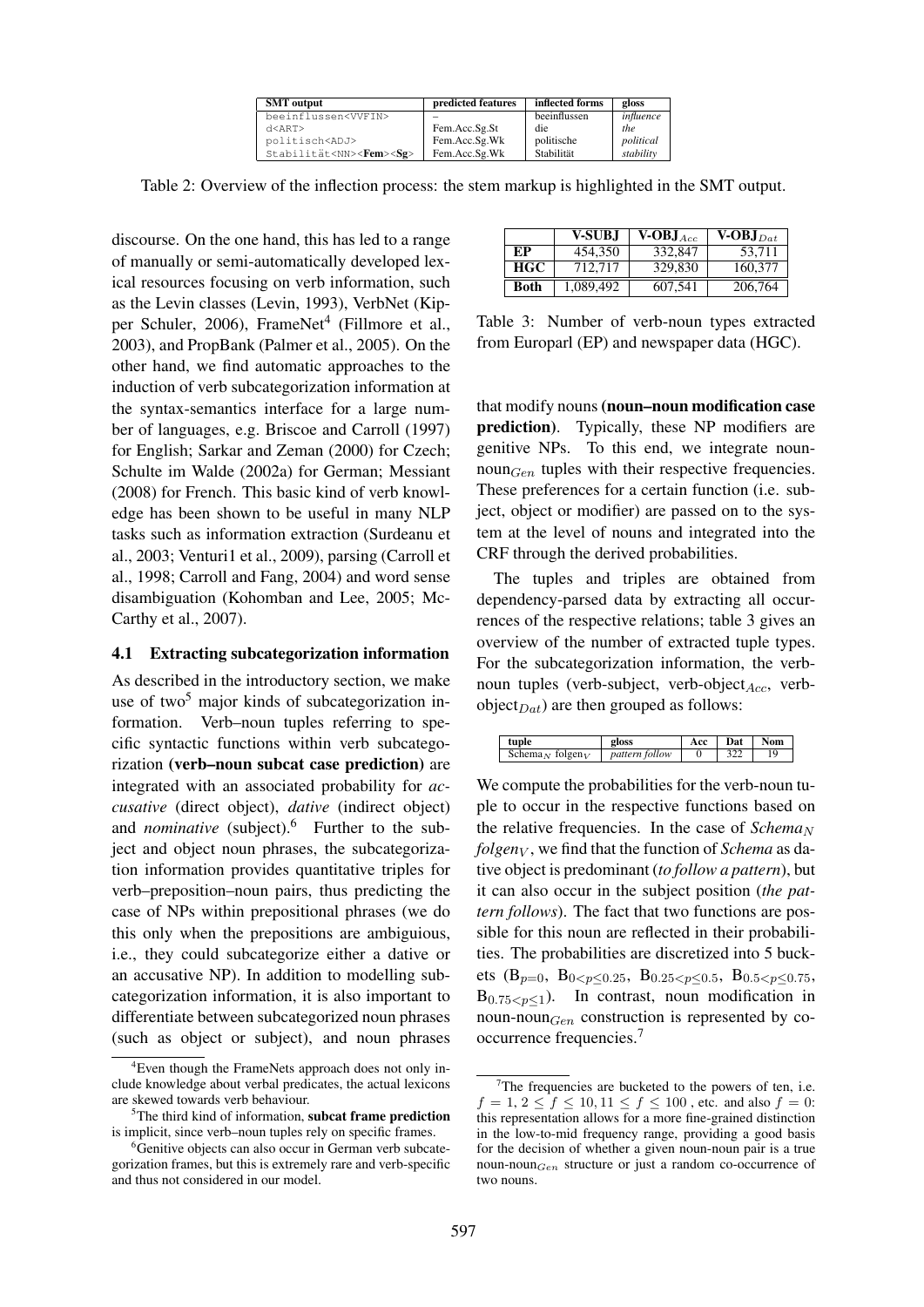| SMT output | predicted features | inflected forms | gloss |
|---|---|---|---|
| beeinflussen<VVFIN> | – | beeinflussen | *influence* |
| d<ART> | Fem.Acc.Sg.St | die | *the* |
| politisch<ADJ> | Fem.Acc.Sg.Wk | politische | *political* |
| Stabilität<NN><**Fem**><**Sg**> | Fem.Acc.Sg.Wk | Stabilität | *stability* |

Table 2: Overview of the inflection process: the stem markup is highlighted in the SMT output.

discourse. On the one hand, this has led to a range of manually or semi-automatically developed lexical resources focusing on verb information, such as the Levin classes (Levin, 1993), VerbNet (Kipper Schuler, 2006), FrameNet[4] (Fillmore et al., 2003), and PropBank (Palmer et al., 2005). On the other hand, we find automatic approaches to the induction of verb subcategorization information at the syntax-semantics interface for a large number of languages, e.g. Briscoe and Carroll (1997) for English; Sarkar and Zeman (2000) for Czech; Schulte im Walde (2002a) for German; Messiant (2008) for French. This basic kind of verb knowledge has been shown to be useful in many NLP tasks such as information extraction (Surdeanu et al., 2003; Venturi1 et al., 2009), parsing (Carroll et al., 1998; Carroll and Fang, 2004) and word sense disambiguation (Kohomban and Lee, 2005; McCarthy et al., 2007).

### 4.1 Extracting subcategorization information

As described in the introductory section, we make use of two[5] major kinds of subcategorization information. Verb–noun tuples referring to specific syntactic functions within verb subcategorization **(verb–noun subcat case prediction)** are integrated with an associated probability for *accusative* (direct object), *dative* (indirect object) and *nominative* (subject).[6] Further to the subject and object noun phrases, the subcategorization information provides quantitative triples for verb–preposition–noun pairs, thus predicting the case of NPs within prepositional phrases (we do this only when the prepositions are ambiguous, i.e., they could subcategorize either a dative or an accusative NP). In addition to modelling subcategorization information, it is also important to differentiate between subcategorized noun phrases (such as object or subject), and noun phrases that modify nouns **(noun–noun modification case prediction)**. Typically, these NP modifiers are genitive NPs. To this end, we integrate noun-noun$_{Gen}$ tuples with their respective frequencies. These preferences for a certain function (i.e. subject, object or modifier) are passed on to the system at the level of nouns and integrated into the CRF through the derived probabilities.

|  | V-SUBJ | V-OBJ$_{Acc}$ | V-OBJ$_{Dat}$ |
|---|---|---|---|
| **EP** | 454,350 | 332,847 | 53,711 |
| **HGC** | 712,717 | 329,830 | 160,377 |
| **Both** | 1,089,492 | 607,541 | 206,764 |

Table 3: Number of verb-noun types extracted from Europarl (EP) and newspaper data (HGC).

The tuples and triples are obtained from dependency-parsed data by extracting all occurrences of the respective relations; table 3 gives an overview of the number of extracted tuple types. For the subcategorization information, the verb-noun tuples (verb-subject, verb-object$_{Acc}$, verb-object$_{Dat}$) are then grouped as follows:

| tuple | gloss | Acc | Dat | Nom |
|---|---|---|---|---|
| Schema$_N$ folgen$_V$ | *pattern follow* | 0 | 322 | 19 |

We compute the probabilities for the verb-noun tuple to occur in the respective functions based on the relative frequencies. In the case of *Schema$_N$ folgen$_V$*, we find that the function of *Schema* as dative object is predominant (*to follow a pattern*), but it can also occur in the subject position (*the pattern follows*). The fact that two functions are possible for this noun are reflected in their probabilities. The probabilities are discretized into 5 buckets ($B_{p=0}$, $B_{0<p\leq0.25}$, $B_{0.25<p\leq0.5}$, $B_{0.5<p\leq0.75}$, $B_{0.75<p\leq1}$). In contrast, noun modification in noun-noun$_{Gen}$ construction is represented by co-occurrence frequencies.[7]

[4]Even though the FrameNets approach does not only include knowledge about verbal predicates, the actual lexicons are skewed towards verb behaviour.

[5]The third kind of information, **subcat frame prediction** is implicit, since verb–noun tuples rely on specific frames.

[6]Genitive objects can also occur in German verb subcategorization frames, but this is extremely rare and verb-specific and thus not considered in our model.

[7]The frequencies are bucketed to the powers of ten, i.e. $f = 1$, $2 \leq f \leq 10$, $11 \leq f \leq 100$ , etc. and also $f = 0$: this representation allows for a more fine-grained distinction in the low-to-mid frequency range, providing a good basis for the decision of whether a given noun-noun pair is a true noun-noun$_{Gen}$ structure or just a random co-occurrence of two nouns.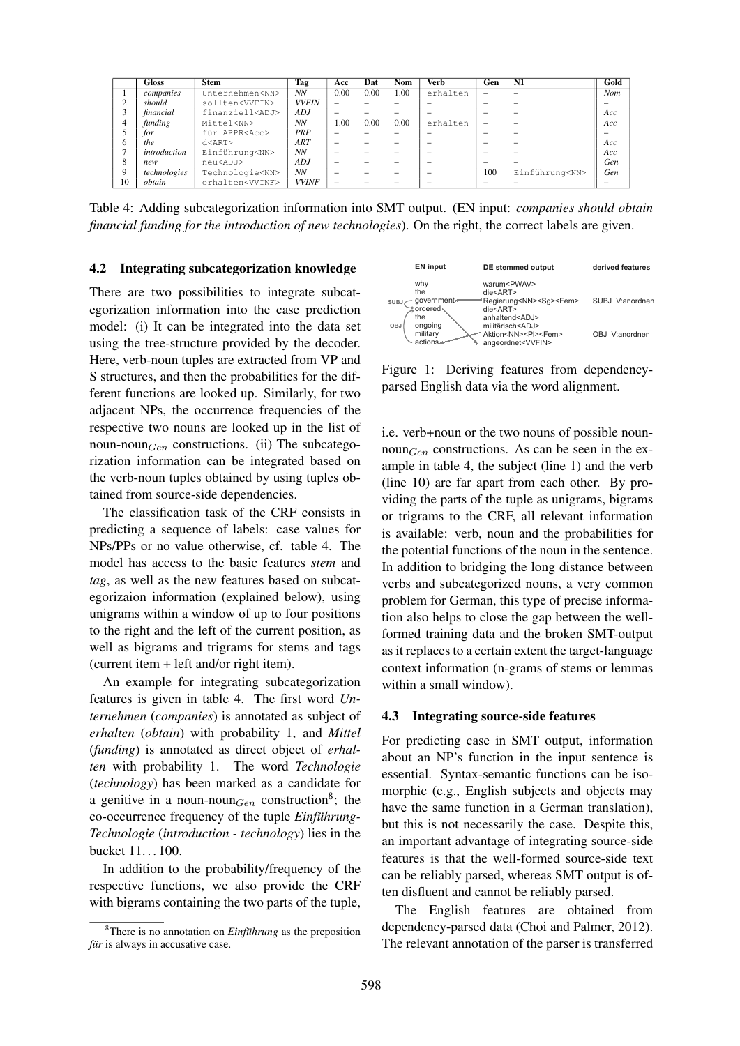|  | Gloss | Stem | Tag | Acc | Dat | Nom | Verb | Gen | N1 | Gold |
|---|---|---|---|---|---|---|---|---|---|---|
| 1 | *companies* | Unternehmen<NN> | *NN* | 0.00 | 0.00 | 1.00 | erhalten | – | – | *Nom* |
| 2 | *should* | sollten<VVFIN> | *VVFIN* | – | – | – | – | – | – | – |
| 3 | *financial* | finanziell<ADJ> | *ADJ* | – | – | – | – | – | – | *Acc* |
| 4 | *funding* | Mittel<NN> | *NN* | 1.00 | 0.00 | 0.00 | erhalten | – | – | *Acc* |
| 5 | *for* | für APPR<Acc> | *PRP* | – | – | – | – | – | – | – |
| 6 | *the* | d<ART> | *ART* | – | – | – | – | – | – | *Acc* |
| 7 | *introduction* | Einführung<NN> | *NN* | – | – | – | – | – | – | *Acc* |
| 8 | *new* | neu<ADJ> | *ADJ* | – | – | – | – | – | – | *Gen* |
| 9 | *technologies* | Technologie<NN> | *NN* | – | – | – | – | 100 | Einführung<NN> | *Gen* |
| 10 | *obtain* | erhalten<VVINF> | *VVINF* | – | – | – | – | – | – | – |

Table 4: Adding subcategorization information into SMT output. (EN input: *companies should obtain financial funding for the introduction of new technologies*). On the right, the correct labels are given.

### 4.2 Integrating subcategorization knowledge

There are two possibilities to integrate subcategorization information into the case prediction model: (i) It can be integrated into the data set using the tree-structure provided by the decoder. Here, verb-noun tuples are extracted from VP and S structures, and then the probabilities for the different functions are looked up. Similarly, for two adjacent NPs, the occurrence frequencies of the respective two nouns are looked up in the list of noun-noun$_{Gen}$ constructions. (ii) The subcategorization information can be integrated based on the verb-noun tuples obtained by using tuples obtained from source-side dependencies.

The classification task of the CRF consists in predicting a sequence of labels: case values for NPs/PPs or no value otherwise, cf. table 4. The model has access to the basic features *stem* and *tag*, as well as the new features based on subcategorizaion information (explained below), using unigrams within a window of up to four positions to the right and the left of the current position, as well as bigrams and trigrams for stems and tags (current item + left and/or right item).

An example for integrating subcategorization features is given in table 4. The first word *Unternehmen* (*companies*) is annotated as subject of *erhalten* (*obtain*) with probability 1, and *Mittel* (*funding*) is annotated as direct object of *erhalten* with probability 1. The word *Technologie* (*technology*) has been marked as a candidate for a genitive in a noun-noun$_{Gen}$ construction[8]; the co-occurrence frequency of the tuple *Einführung-Technologie* (*introduction - technology*) lies in the bucket 11…100.

In addition to the probability/frequency of the respective functions, we also provide the CRF with bigrams containing the two parts of the tuple, i.e. verb+noun or the two nouns of possible noun-noun$_{Gen}$ constructions. As can be seen in the example in table 4, the subject (line 1) and the verb (line 10) are far apart from each other. By providing the parts of the tuple as unigrams, bigrams or trigrams to the CRF, all relevant information is available: verb, noun and the probabilities for the potential functions of the noun in the sentence. In addition to bridging the long distance between verbs and subcategorized nouns, a very common problem for German, this type of precise information also helps to close the gap between the well-formed training data and the broken SMT-output as it replaces to a certain extent the target-language context information (n-grams of stems or lemmas within a small window).

[8]There is no annotation on *Einführung* as the preposition *für* is always in accusative case.

| EN input | DE stemmed output | derived features |
|---|---|---|
| why | warum<PWAV> | |
| the | die<ART> | |
| government (SUBJ) | Regierung<NN><Sg><Fem> | SUBJ V:anordnen |
| ordered | die<ART> | |
| the | anhaltend<ADJ> | |
| ongoing | militärisch<ADJ> | |
| military | Aktion<NN><Pl><Fem> | OBJ V:anordnen |
| actions (OBJ) | angeordnet<VVFIN> | |

Figure 1: Deriving features from dependency-parsed English data via the word alignment.

### 4.3 Integrating source-side features

For predicting case in SMT output, information about an NP's function in the input sentence is essential. Syntax-semantic functions can be isomorphic (e.g., English subjects and objects may have the same function in a German translation), but this is not necessarily the case. Despite this, an important advantage of integrating source-side features is that the well-formed source-side text can be reliably parsed, whereas SMT output is often disfluent and cannot be reliably parsed.

The English features are obtained from dependency-parsed data (Choi and Palmer, 2012). The relevant annotation of the parser is transferred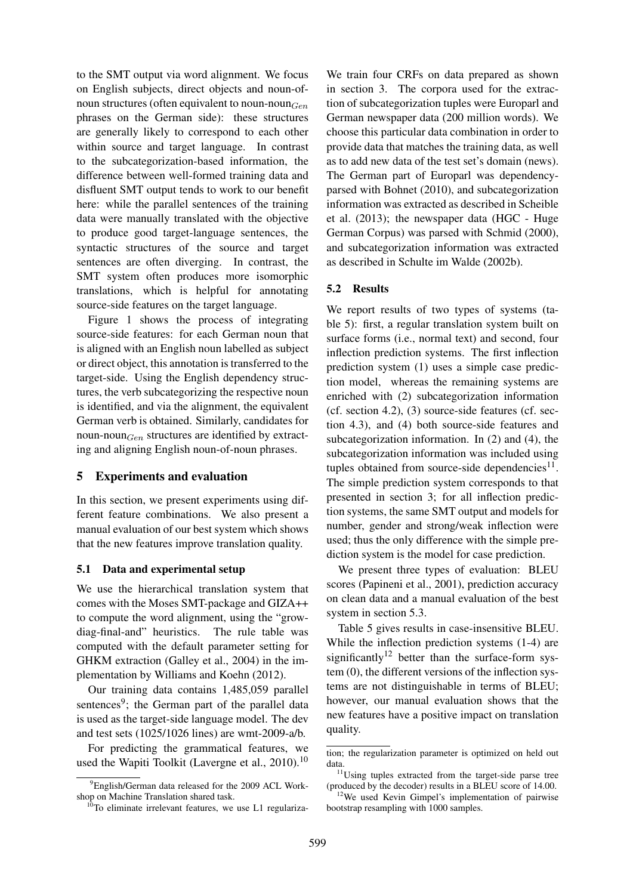to the SMT output via word alignment. We focus on English subjects, direct objects and noun-of-noun structures (often equivalent to noun-noun$_{Gen}$ phrases on the German side): these structures are generally likely to correspond to each other within source and target language. In contrast to the subcategorization-based information, the difference between well-formed training data and disfluent SMT output tends to work to our benefit here: while the parallel sentences of the training data were manually translated with the objective to produce good target-language sentences, the syntactic structures of the source and target sentences are often diverging. In contrast, the SMT system often produces more isomorphic translations, which is helpful for annotating source-side features on the target language.

Figure 1 shows the process of integrating source-side features: for each German noun that is aligned with an English noun labelled as subject or direct object, this annotation is transferred to the target-side. Using the English dependency structures, the verb subcategorizing the respective noun is identified, and via the alignment, the equivalent German verb is obtained. Similarly, candidates for noun-noun$_{Gen}$ structures are identified by extracting and aligning English noun-of-noun phrases.

## 5 Experiments and evaluation

In this section, we present experiments using different feature combinations. We also present a manual evaluation of our best system which shows that the new features improve translation quality.

### 5.1 Data and experimental setup

We use the hierarchical translation system that comes with the Moses SMT-package and GIZA++ to compute the word alignment, using the "grow-diag-final-and" heuristics. The rule table was computed with the default parameter setting for GHKM extraction (Galley et al., 2004) in the implementation by Williams and Koehn (2012).

Our training data contains 1,485,059 parallel sentences[9]; the German part of the parallel data is used as the target-side language model. The dev and test sets (1025/1026 lines) are wmt-2009-a/b.

For predicting the grammatical features, we used the Wapiti Toolkit (Lavergne et al., 2010).[10] We train four CRFs on data prepared as shown in section 3. The corpora used for the extraction of subcategorization tuples were Europarl and German newspaper data (200 million words). We choose this particular data combination in order to provide data that matches the training data, as well as to add new data of the test set's domain (news). The German part of Europarl was dependency-parsed with Bohnet (2010), and subcategorization information was extracted as described in Scheible et al. (2013); the newspaper data (HGC - Huge German Corpus) was parsed with Schmid (2000), and subcategorization information was extracted as described in Schulte im Walde (2002b).

### 5.2 Results

We report results of two types of systems (table 5): first, a regular translation system built on surface forms (i.e., normal text) and second, four inflection prediction systems. The first inflection prediction system (1) uses a simple case prediction model, whereas the remaining systems are enriched with (2) subcategorization information (cf. section 4.2), (3) source-side features (cf. section 4.3), and (4) both source-side features and subcategorization information. In (2) and (4), the subcategorization information was included using tuples obtained from source-side dependencies[11]. The simple prediction system corresponds to that presented in section 3; for all inflection prediction systems, the same SMT output and models for number, gender and strong/weak inflection were used; thus the only difference with the simple prediction system is the model for case prediction.

We present three types of evaluation: BLEU scores (Papineni et al., 2001), prediction accuracy on clean data and a manual evaluation of the best system in section 5.3.

Table 5 gives results in case-insensitive BLEU. While the inflection prediction systems (1-4) are significantly[12] better than the surface-form system (0), the different versions of the inflection systems are not distinguishable in terms of BLEU; however, our manual evaluation shows that the new features have a positive impact on translation quality.

---

[9] English/German data released for the 2009 ACL Workshop on Machine Translation shared task.

[10] To eliminate irrelevant features, we use L1 regularization; the regularization parameter is optimized on held out data.

[11] Using tuples extracted from the target-side parse tree (produced by the decoder) results in a BLEU score of 14.00.

[12] We used Kevin Gimpel's implementation of pairwise bootstrap resampling with 1000 samples.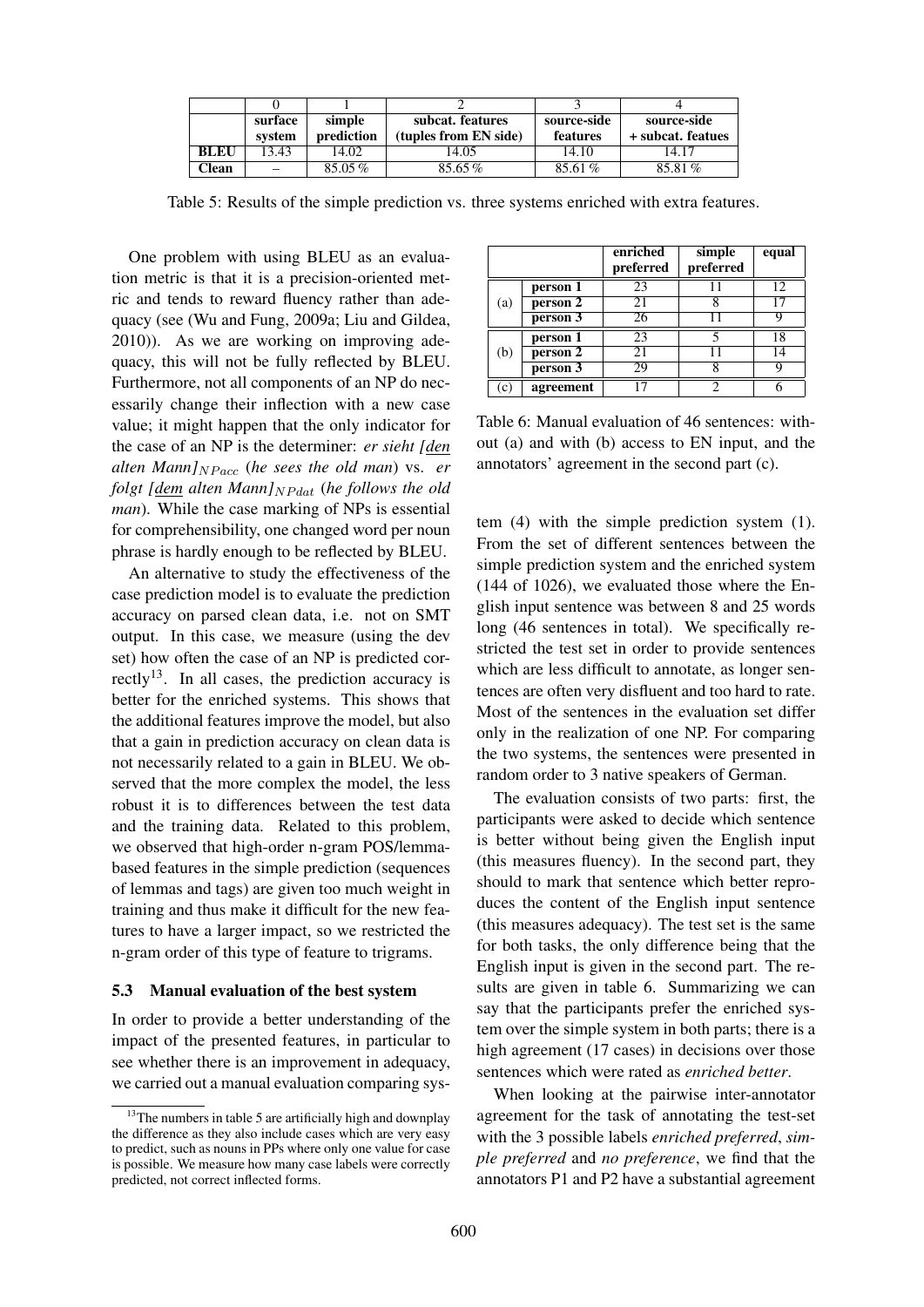|  | 0 | 1 | 2 | 3 | 4 |
|---|---|---|---|---|---|
|  | **surface system** | **simple prediction** | **subcat. features (tuples from EN side)** | **source-side features** | **source-side + subcat. featues** |
| **BLEU** | 13.43 | 14.02 | 14.05 | 14.10 | 14.17 |
| **Clean** | – | 85.05 % | 85.65 % | 85.61 % | 85.81 % |

Table 5: Results of the simple prediction vs. three systems enriched with extra features.

One problem with using BLEU as an evaluation metric is that it is a precision-oriented metric and tends to reward fluency rather than adequacy (see (Wu and Fung, 2009a; Liu and Gildea, 2010)). As we are working on improving adequacy, this will not be fully reflected by BLEU. Furthermore, not all components of an NP do necessarily change their inflection with a new case value; it might happen that the only indicator for the case of an NP is the determiner: *er sieht [den alten Mann]$_{NPacc}$* (*he sees the old man*) vs. *er folgt [dem alten Mann]$_{NPdat}$* (*he follows the old man*). While the case marking of NPs is essential for comprehensibility, one changed word per noun phrase is hardly enough to be reflected by BLEU.

An alternative to study the effectiveness of the case prediction model is to evaluate the prediction accuracy on parsed clean data, i.e. not on SMT output. In this case, we measure (using the dev set) how often the case of an NP is predicted correctly[13]. In all cases, the prediction accuracy is better for the enriched systems. This shows that the additional features improve the model, but also that a gain in prediction accuracy on clean data is not necessarily related to a gain in BLEU. We observed that the more complex the model, the less robust it is to differences between the test data and the training data. Related to this problem, we observed that high-order n-gram POS/lemma-based features in the simple prediction (sequences of lemmas and tags) are given too much weight in training and thus make it difficult for the new features to have a larger impact, so we restricted the n-gram order of this type of feature to trigrams.

### 5.3 Manual evaluation of the best system

In order to provide a better understanding of the impact of the presented features, in particular to see whether there is an improvement in adequacy, we carried out a manual evaluation comparing system (4) with the simple prediction system (1). From the set of different sentences between the simple prediction system and the enriched system (144 of 1026), we evaluated those where the English input sentence was between 8 and 25 words long (46 sentences in total). We specifically restricted the test set in order to provide sentences which are less difficult to annotate, as longer sentences are often very disfluent and too hard to rate. Most of the sentences in the evaluation set differ only in the realization of one NP. For comparing the two systems, the sentences were presented in random order to 3 native speakers of German.

|  |  | enriched preferred | simple preferred | equal |
|---|---|---|---|---|
| (a) | **person 1** | 23 | 11 | 12 |
|  | **person 2** | 21 | 8 | 17 |
|  | **person 3** | 26 | 11 | 9 |
| (b) | **person 1** | 23 | 5 | 18 |
|  | **person 2** | 21 | 11 | 14 |
|  | **person 3** | 29 | 8 | 9 |
| (c) | **agreement** | 17 | 2 | 6 |

Table 6: Manual evaluation of 46 sentences: without (a) and with (b) access to EN input, and the annotators' agreement in the second part (c).

The evaluation consists of two parts: first, the participants were asked to decide which sentence is better without being given the English input (this measures fluency). In the second part, they should to mark that sentence which better reproduces the content of the English input sentence (this measures adequacy). The test set is the same for both tasks, the only difference being that the English input is given in the second part. The results are given in table 6. Summarizing we can say that the participants prefer the enriched system over the simple system in both parts; there is a high agreement (17 cases) in decisions over those sentences which were rated as *enriched better*.

When looking at the pairwise inter-annotator agreement for the task of annotating the test-set with the 3 possible labels *enriched preferred*, *simple preferred* and *no preference*, we find that the annotators P1 and P2 have a substantial agreement

[13] The numbers in table 5 are artificially high and downplay the difference as they also include cases which are very easy to predict, such as nouns in PPs where only one value for case is possible. We measure how many case labels were correctly predicted, not correct inflected forms.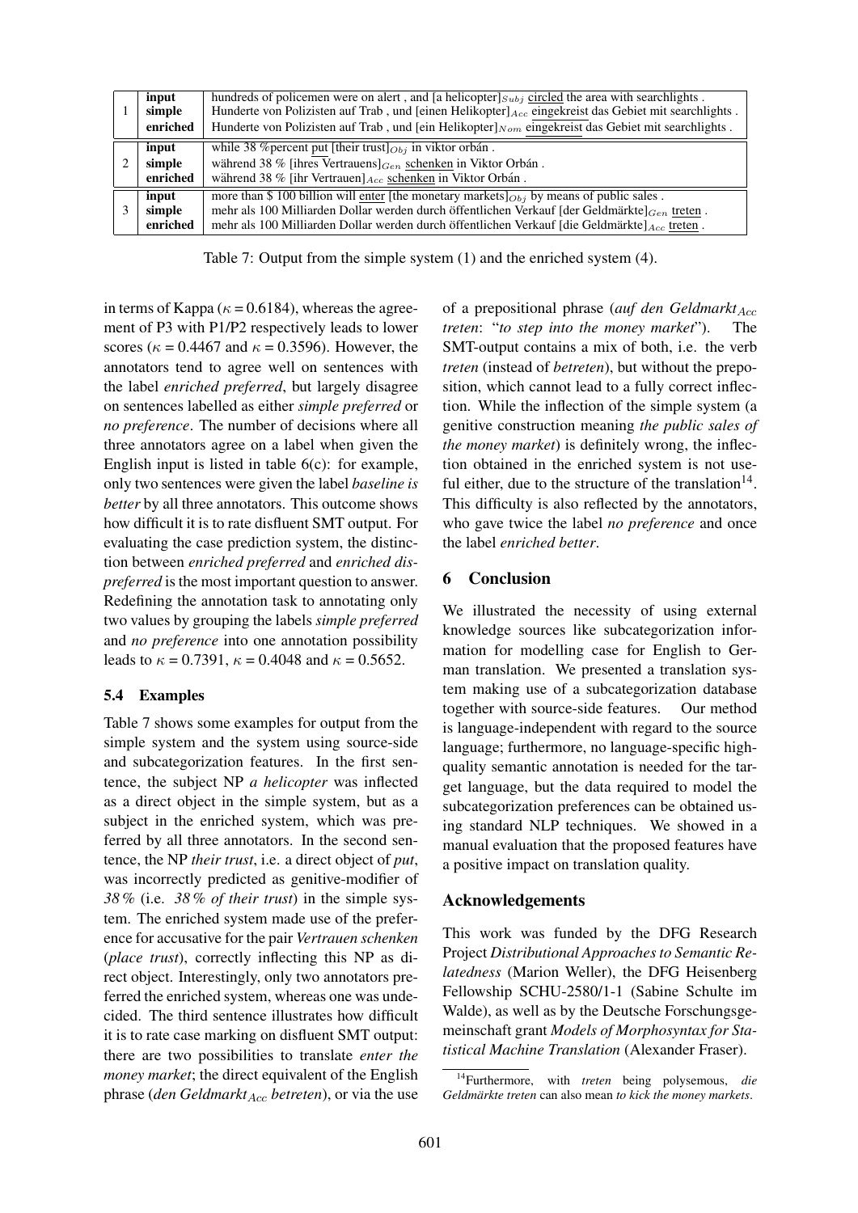| | | |
|---|---|---|
| 1 | **input** | hundreds of policemen were on alert , and [a helicopter]$_{Subj}$ circled the area with searchlights . |
| | **simple** | Hunderte von Polizisten auf Trab , und [einen Helikopter]$_{Acc}$ eingekreist das Gebiet mit searchlights . |
| | **enriched** | Hunderte von Polizisten auf Trab , und [ein Helikopter]$_{Nom}$ eingekreist das Gebiet mit searchlights . |
| 2 | **input** | while 38 %percent put [their trust]$_{Obj}$ in viktor orbán . |
| | **simple** | während 38 % [ihres Vertrauens]$_{Gen}$ schenken in Viktor Orbán . |
| | **enriched** | während 38 % [ihr Vertrauen]$_{Acc}$ schenken in Viktor Orbán . |
| 3 | **input** | more than $ 100 billion will enter [the monetary markets]$_{Obj}$ by means of public sales . |
| | **simple** | mehr als 100 Milliarden Dollar werden durch öffentlichen Verkauf [der Geldmärkte]$_{Gen}$ treten . |
| | **enriched** | mehr als 100 Milliarden Dollar werden durch öffentlichen Verkauf [die Geldmärkte]$_{Acc}$ treten . |

Table 7: Output from the simple system (1) and the enriched system (4).

in terms of Kappa ($\kappa$ = 0.6184), whereas the agreement of P3 with P1/P2 respectively leads to lower scores ($\kappa$ = 0.4467 and $\kappa$ = 0.3596). However, the annotators tend to agree well on sentences with the label *enriched preferred*, but largely disagree on sentences labelled as either *simple preferred* or *no preference*. The number of decisions where all three annotators agree on a label when given the English input is listed in table 6(c): for example, only two sentences were given the label *baseline is better* by all three annotators. This outcome shows how difficult it is to rate disfluent SMT output. For evaluating the case prediction system, the distinction between *enriched preferred* and *enriched dispreferred* is the most important question to answer. Redefining the annotation task to annotating only two values by grouping the labels *simple preferred* and *no preference* into one annotation possibility leads to $\kappa$ = 0.7391, $\kappa$ = 0.4048 and $\kappa$ = 0.5652.

### 5.4 Examples

Table 7 shows some examples for output from the simple system and the system using source-side and subcategorization features. In the first sentence, the subject NP *a helicopter* was inflected as a direct object in the simple system, but as a subject in the enriched system, which was preferred by all three annotators. In the second sentence, the NP *their trust*, i.e. a direct object of *put*, was incorrectly predicted as genitive-modifier of *38 %* (i.e. *38 % of their trust*) in the simple system. The enriched system made use of the preference for accusative for the pair *Vertrauen schenken* (*place trust*), correctly inflecting this NP as direct object. Interestingly, only two annotators preferred the enriched system, whereas one was undecided. The third sentence illustrates how difficult it is to rate case marking on disfluent SMT output: there are two possibilities to translate *enter the money market*; the direct equivalent of the English phrase (*den Geldmarkt*$_{Acc}$ *betreten*), or via the use of a prepositional phrase (*auf den Geldmarkt*$_{Acc}$ *treten*: "*to step into the money market*"). The SMT-output contains a mix of both, i.e. the verb *treten* (instead of *betreten*), but without the preposition, which cannot lead to a fully correct inflection. While the inflection of the simple system (a genitive construction meaning *the public sales of the money market*) is definitely wrong, the inflection obtained in the enriched system is not useful either, due to the structure of the translation[14]. This difficulty is also reflected by the annotators, who gave twice the label *no preference* and once the label *enriched better*.

## 6 Conclusion

We illustrated the necessity of using external knowledge sources like subcategorization information for modelling case for English to German translation. We presented a translation system making use of a subcategorization database together with source-side features. Our method is language-independent with regard to the source language; furthermore, no language-specific high-quality semantic annotation is needed for the target language, but the data required to model the subcategorization preferences can be obtained using standard NLP techniques. We showed in a manual evaluation that the proposed features have a positive impact on translation quality.

## Acknowledgements

This work was funded by the DFG Research Project *Distributional Approaches to Semantic Relatedness* (Marion Weller), the DFG Heisenberg Fellowship SCHU-2580/1-1 (Sabine Schulte im Walde), as well as by the Deutsche Forschungsgemeinschaft grant *Models of Morphosyntax for Statistical Machine Translation* (Alexander Fraser).

[14] Furthermore, with *treten* being polysemous, *die Geldmärkte treten* can also mean *to kick the money markets*.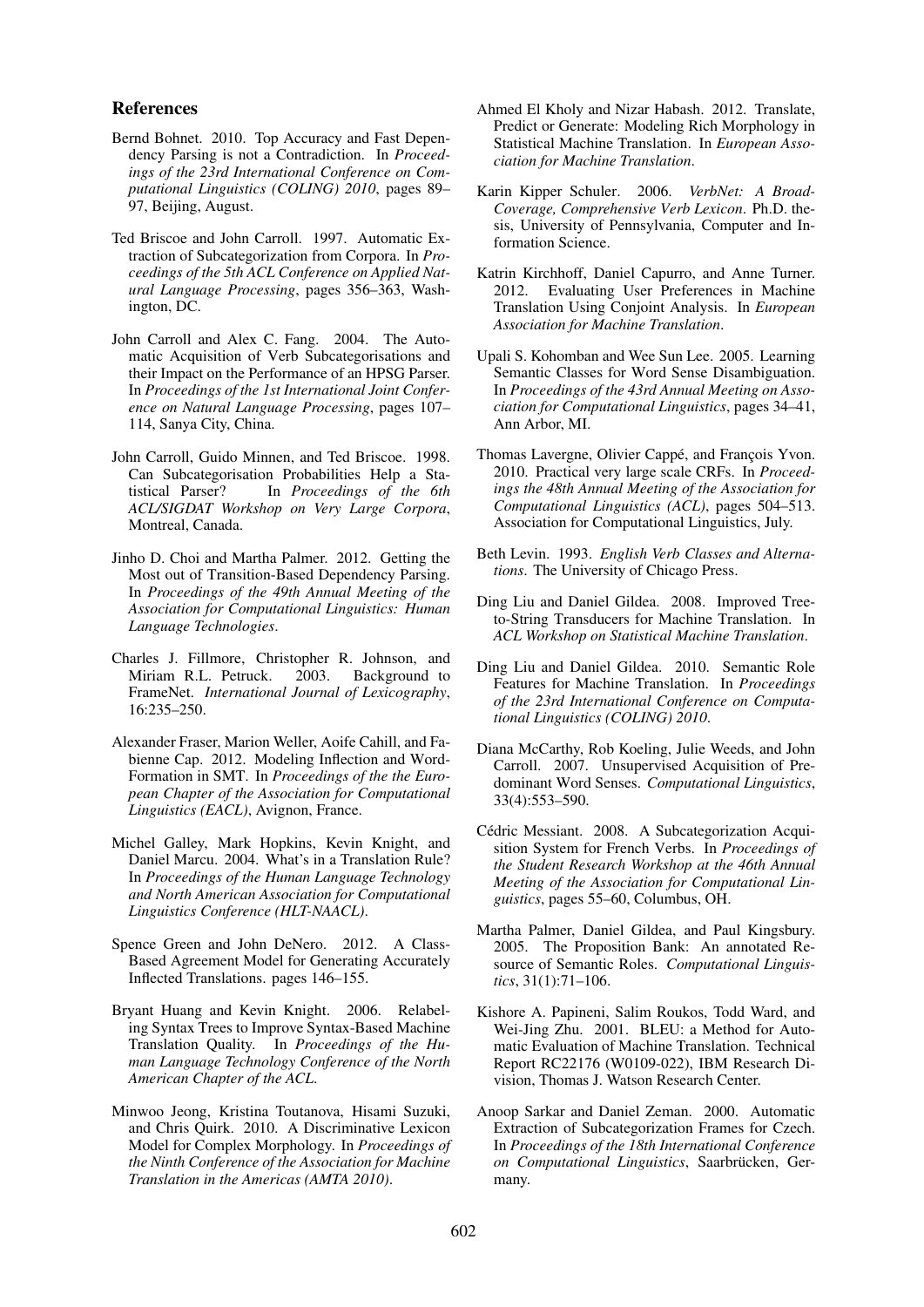## References

Bernd Bohnet. 2010. Top Accuracy and Fast Dependency Parsing is not a Contradiction. In *Proceedings of the 23rd International Conference on Computational Linguistics (COLING) 2010*, pages 89–97, Beijing, August.

Ted Briscoe and John Carroll. 1997. Automatic Extraction of Subcategorization from Corpora. In *Proceedings of the 5th ACL Conference on Applied Natural Language Processing*, pages 356–363, Washington, DC.

John Carroll and Alex C. Fang. 2004. The Automatic Acquisition of Verb Subcategorisations and their Impact on the Performance of an HPSG Parser. In *Proceedings of the 1st International Joint Conference on Natural Language Processing*, pages 107–114, Sanya City, China.

John Carroll, Guido Minnen, and Ted Briscoe. 1998. Can Subcategorisation Probabilities Help a Statistical Parser? In *Proceedings of the 6th ACL/SIGDAT Workshop on Very Large Corpora*, Montreal, Canada.

Jinho D. Choi and Martha Palmer. 2012. Getting the Most out of Transition-Based Dependency Parsing. In *Proceedings of the 49th Annual Meeting of the Association for Computational Linguistics: Human Language Technologies*.

Charles J. Fillmore, Christopher R. Johnson, and Miriam R.L. Petruck. 2003. Background to FrameNet. *International Journal of Lexicography*, 16:235–250.

Alexander Fraser, Marion Weller, Aoife Cahill, and Fabienne Cap. 2012. Modeling Inflection and Word-Formation in SMT. In *Proceedings of the the European Chapter of the Association for Computational Linguistics (EACL)*, Avignon, France.

Michel Galley, Mark Hopkins, Kevin Knight, and Daniel Marcu. 2004. What's in a Translation Rule? In *Proceedings of the Human Language Technology and North American Association for Computational Linguistics Conference (HLT-NAACL)*.

Spence Green and John DeNero. 2012. A Class-Based Agreement Model for Generating Accurately Inflected Translations. pages 146–155.

Bryant Huang and Kevin Knight. 2006. Relabeling Syntax Trees to Improve Syntax-Based Machine Translation Quality. In *Proceedings of the Human Language Technology Conference of the North American Chapter of the ACL*.

Minwoo Jeong, Kristina Toutanova, Hisami Suzuki, and Chris Quirk. 2010. A Discriminative Lexicon Model for Complex Morphology. In *Proceedings of the Ninth Conference of the Association for Machine Translation in the Americas (AMTA 2010)*.

Ahmed El Kholy and Nizar Habash. 2012. Translate, Predict or Generate: Modeling Rich Morphology in Statistical Machine Translation. In *European Association for Machine Translation*.

Karin Kipper Schuler. 2006. *VerbNet: A Broad-Coverage, Comprehensive Verb Lexicon*. Ph.D. thesis, University of Pennsylvania, Computer and Information Science.

Katrin Kirchhoff, Daniel Capurro, and Anne Turner. 2012. Evaluating User Preferences in Machine Translation Using Conjoint Analysis. In *European Association for Machine Translation*.

Upali S. Kohomban and Wee Sun Lee. 2005. Learning Semantic Classes for Word Sense Disambiguation. In *Proceedings of the 43rd Annual Meeting on Association for Computational Linguistics*, pages 34–41, Ann Arbor, MI.

Thomas Lavergne, Olivier Cappé, and François Yvon. 2010. Practical very large scale CRFs. In *Proceedings the 48th Annual Meeting of the Association for Computational Linguistics (ACL)*, pages 504–513. Association for Computational Linguistics, July.

Beth Levin. 1993. *English Verb Classes and Alternations*. The University of Chicago Press.

Ding Liu and Daniel Gildea. 2008. Improved Tree-to-String Transducers for Machine Translation. In *ACL Workshop on Statistical Machine Translation*.

Ding Liu and Daniel Gildea. 2010. Semantic Role Features for Machine Translation. In *Proceedings of the 23rd International Conference on Computational Linguistics (COLING) 2010*.

Diana McCarthy, Rob Koeling, Julie Weeds, and John Carroll. 2007. Unsupervised Acquisition of Predominant Word Senses. *Computational Linguistics*, 33(4):553–590.

Cédric Messiant. 2008. A Subcategorization Acquisition System for French Verbs. In *Proceedings of the Student Research Workshop at the 46th Annual Meeting of the Association for Computational Linguistics*, pages 55–60, Columbus, OH.

Martha Palmer, Daniel Gildea, and Paul Kingsbury. 2005. The Proposition Bank: An annotated Resource of Semantic Roles. *Computational Linguistics*, 31(1):71–106.

Kishore A. Papineni, Salim Roukos, Todd Ward, and Wei-Jing Zhu. 2001. BLEU: a Method for Automatic Evaluation of Machine Translation. Technical Report RC22176 (W0109-022), IBM Research Division, Thomas J. Watson Research Center.

Anoop Sarkar and Daniel Zeman. 2000. Automatic Extraction of Subcategorization Frames for Czech. In *Proceedings of the 18th International Conference on Computational Linguistics*, Saarbrücken, Germany.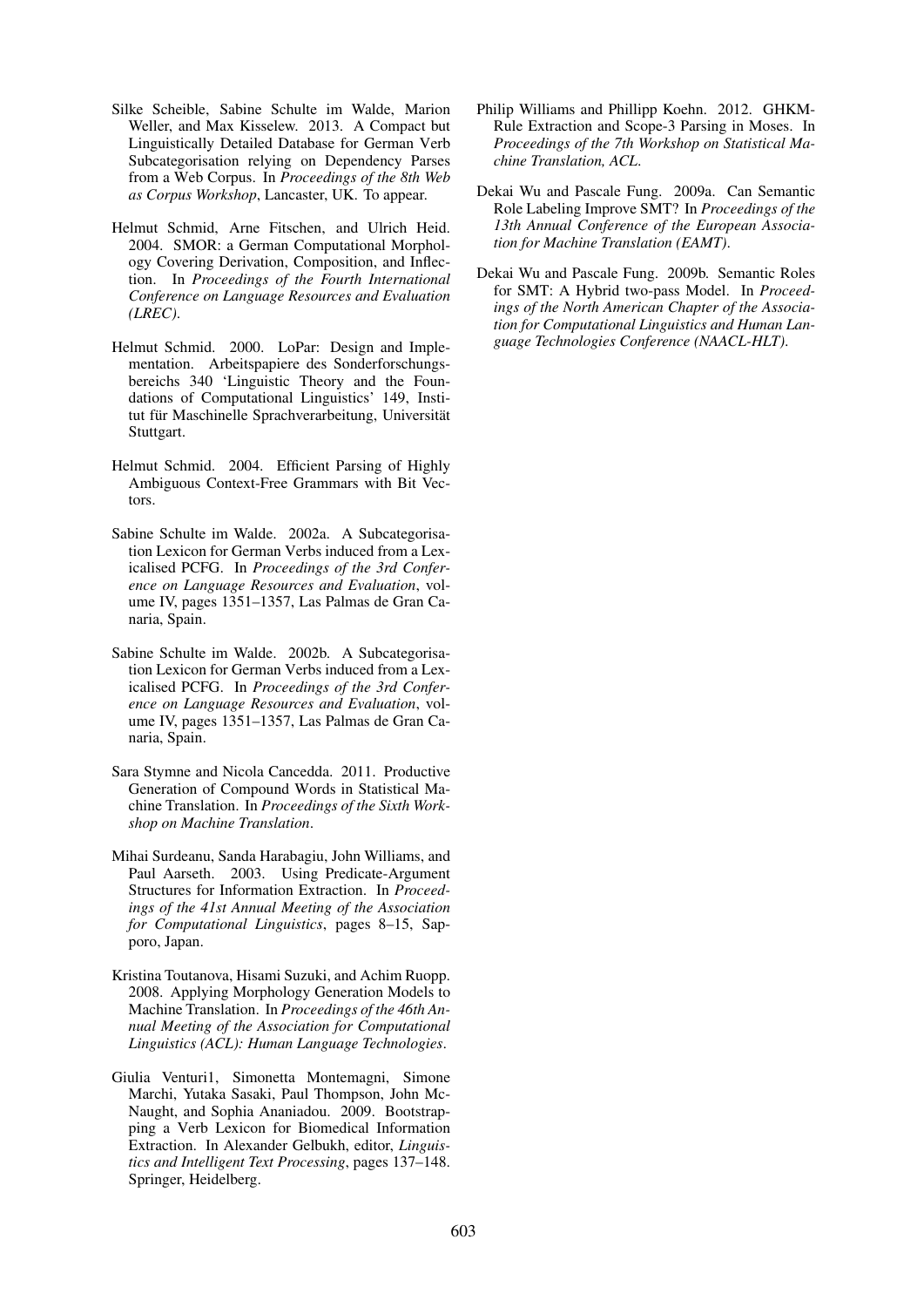Silke Scheible, Sabine Schulte im Walde, Marion Weller, and Max Kisselew. 2013. A Compact but Linguistically Detailed Database for German Verb Subcategorisation relying on Dependency Parses from a Web Corpus. In *Proceedings of the 8th Web as Corpus Workshop*, Lancaster, UK. To appear.

Helmut Schmid, Arne Fitschen, and Ulrich Heid. 2004. SMOR: a German Computational Morphology Covering Derivation, Composition, and Inflection. In *Proceedings of the Fourth International Conference on Language Resources and Evaluation (LREC)*.

Helmut Schmid. 2000. LoPar: Design and Implementation. Arbeitspapiere des Sonderforschungsbereichs 340 'Linguistic Theory and the Foundations of Computational Linguistics' 149, Institut für Maschinelle Sprachverarbeitung, Universität Stuttgart.

Helmut Schmid. 2004. Efficient Parsing of Highly Ambiguous Context-Free Grammars with Bit Vectors.

Sabine Schulte im Walde. 2002a. A Subcategorisation Lexicon for German Verbs induced from a Lexicalised PCFG. In *Proceedings of the 3rd Conference on Language Resources and Evaluation*, volume IV, pages 1351–1357, Las Palmas de Gran Canaria, Spain.

Sabine Schulte im Walde. 2002b. A Subcategorisation Lexicon for German Verbs induced from a Lexicalised PCFG. In *Proceedings of the 3rd Conference on Language Resources and Evaluation*, volume IV, pages 1351–1357, Las Palmas de Gran Canaria, Spain.

Sara Stymne and Nicola Cancedda. 2011. Productive Generation of Compound Words in Statistical Machine Translation. In *Proceedings of the Sixth Workshop on Machine Translation*.

Mihai Surdeanu, Sanda Harabagiu, John Williams, and Paul Aarseth. 2003. Using Predicate-Argument Structures for Information Extraction. In *Proceedings of the 41st Annual Meeting of the Association for Computational Linguistics*, pages 8–15, Sapporo, Japan.

Kristina Toutanova, Hisami Suzuki, and Achim Ruopp. 2008. Applying Morphology Generation Models to Machine Translation. In *Proceedings of the 46th Annual Meeting of the Association for Computational Linguistics (ACL): Human Language Technologies*.

Giulia Venturi1, Simonetta Montemagni, Simone Marchi, Yutaka Sasaki, Paul Thompson, John McNaught, and Sophia Ananiadou. 2009. Bootstrapping a Verb Lexicon for Biomedical Information Extraction. In Alexander Gelbukh, editor, *Linguistics and Intelligent Text Processing*, pages 137–148. Springer, Heidelberg.

Philip Williams and Phillipp Koehn. 2012. GHKM-Rule Extraction and Scope-3 Parsing in Moses. In *Proceedings of the 7th Workshop on Statistical Machine Translation, ACL*.

Dekai Wu and Pascale Fung. 2009a. Can Semantic Role Labeling Improve SMT? In *Proceedings of the 13th Annual Conference of the European Association for Machine Translation (EAMT)*.

Dekai Wu and Pascale Fung. 2009b. Semantic Roles for SMT: A Hybrid two-pass Model. In *Proceedings of the North American Chapter of the Association for Computational Linguistics and Human Language Technologies Conference (NAACL-HLT)*.